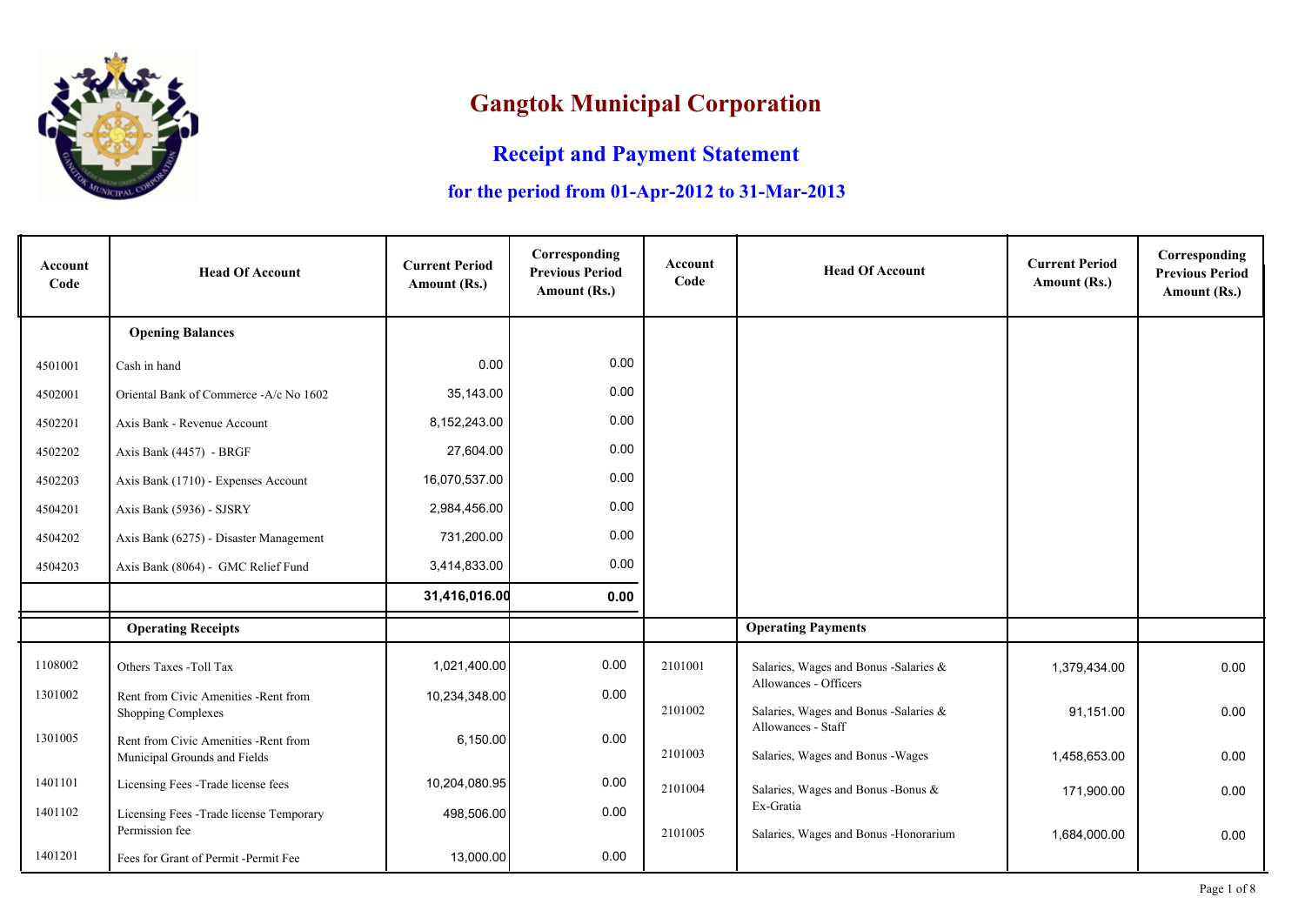# Gangtok Municipal Corporation

## Receipt and Payment Statement

### for the period from 01-Apr-2012 to 31-Mar-2013

| Account Code | Head Of Account | Current Period Amount (Rs.) | Corresponding Previous Period Amount (Rs.) | Account Code | Head Of Account | Current Period Amount (Rs.) | Corresponding Previous Period Amount (Rs.) |
|---|---|---|---|---|---|---|---|
| | **Opening Balances** | | | | | | |
| 4501001 | Cash in hand | 0.00 | 0.00 | | | | |
| 4502001 | Oriental Bank of Commerce -A/c No 1602 | 35,143.00 | 0.00 | | | | |
| 4502201 | Axis Bank - Revenue Account | 8,152,243.00 | 0.00 | | | | |
| 4502202 | Axis Bank (4457) - BRGF | 27,604.00 | 0.00 | | | | |
| 4502203 | Axis Bank (1710) - Expenses Account | 16,070,537.00 | 0.00 | | | | |
| 4504201 | Axis Bank (5936) - SJSRY | 2,984,456.00 | 0.00 | | | | |
| 4504202 | Axis Bank (6275) - Disaster Management | 731,200.00 | 0.00 | | | | |
| 4504203 | Axis Bank (8064) - GMC Relief Fund | 3,414,833.00 | 0.00 | | | | |
| | | **31,416,016.00** | **0.00** | | | | |
| | **Operating Receipts** | | | | **Operating Payments** | | |
| 1108002 | Others Taxes -Toll Tax | 1,021,400.00 | 0.00 | 2101001 | Salaries, Wages and Bonus -Salaries & Allowances - Officers | 1,379,434.00 | 0.00 |
| 1301002 | Rent from Civic Amenities -Rent from Shopping Complexes | 10,234,348.00 | 0.00 | 2101002 | Salaries, Wages and Bonus -Salaries & Allowances - Staff | 91,151.00 | 0.00 |
| 1301005 | Rent from Civic Amenities -Rent from Municipal Grounds and Fields | 6,150.00 | 0.00 | 2101003 | Salaries, Wages and Bonus -Wages | 1,458,653.00 | 0.00 |
| 1401101 | Licensing Fees -Trade license fees | 10,204,080.95 | 0.00 | 2101004 | Salaries, Wages and Bonus -Bonus & Ex-Gratia | 171,900.00 | 0.00 |
| 1401102 | Licensing Fees -Trade license Temporary Permission fee | 498,506.00 | 0.00 | 2101005 | Salaries, Wages and Bonus -Honorarium | 1,684,000.00 | 0.00 |
| 1401201 | Fees for Grant of Permit -Permit Fee | 13,000.00 | 0.00 | | | | |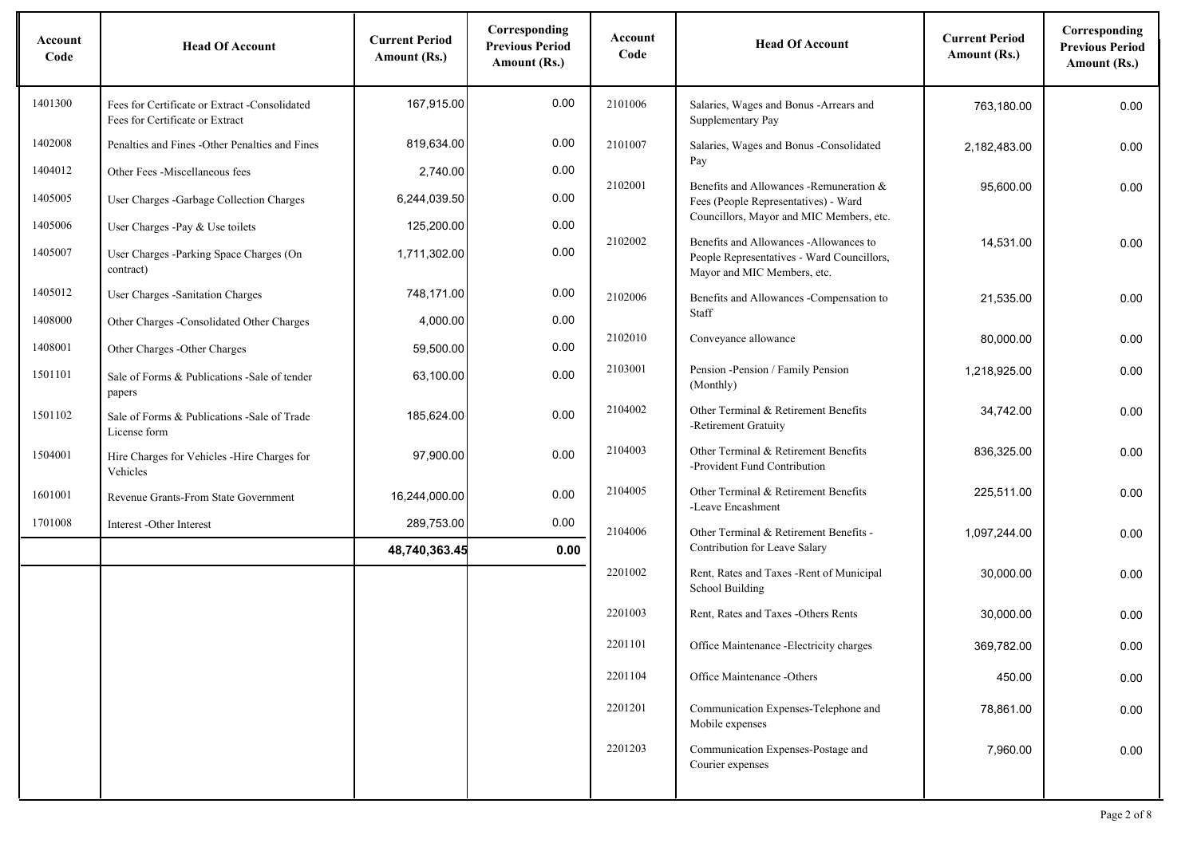| Account Code | Head Of Account | Current Period Amount (Rs.) | Corresponding Previous Period Amount (Rs.) | Account Code | Head Of Account | Current Period Amount (Rs.) | Corresponding Previous Period Amount (Rs.) |
|---|---|---|---|---|---|---|---|
| 1401300 | Fees for Certificate or Extract -Consolidated Fees for Certificate or Extract | 167,915.00 | 0.00 | 2101006 | Salaries, Wages and Bonus -Arrears and Supplementary Pay | 763,180.00 | 0.00 |
| 1402008 | Penalties and Fines -Other Penalties and Fines | 819,634.00 | 0.00 | 2101007 | Salaries, Wages and Bonus -Consolidated Pay | 2,182,483.00 | 0.00 |
| 1404012 | Other Fees -Miscellaneous fees | 2,740.00 | 0.00 | 2102001 | Benefits and Allowances -Remuneration & Fees (People Representatives) - Ward Councillors, Mayor and MIC Members, etc. | 95,600.00 | 0.00 |
| 1405005 | User Charges -Garbage Collection Charges | 6,244,039.50 | 0.00 | 2102002 | Benefits and Allowances -Allowances to People Representatives - Ward Councillors, Mayor and MIC Members, etc. | 14,531.00 | 0.00 |
| 1405006 | User Charges -Pay & Use toilets | 125,200.00 | 0.00 | 2102006 | Benefits and Allowances -Compensation to Staff | 21,535.00 | 0.00 |
| 1405007 | User Charges -Parking Space Charges (On contract) | 1,711,302.00 | 0.00 | 2102010 | Conveyance allowance | 80,000.00 | 0.00 |
| 1405012 | User Charges -Sanitation Charges | 748,171.00 | 0.00 | 2103001 | Pension -Pension / Family Pension (Monthly) | 1,218,925.00 | 0.00 |
| 1408000 | Other Charges -Consolidated Other Charges | 4,000.00 | 0.00 | 2104002 | Other Terminal & Retirement Benefits -Retirement Gratuity | 34,742.00 | 0.00 |
| 1408001 | Other Charges -Other Charges | 59,500.00 | 0.00 | 2104003 | Other Terminal & Retirement Benefits -Provident Fund Contribution | 836,325.00 | 0.00 |
| 1501101 | Sale of Forms & Publications -Sale of tender papers | 63,100.00 | 0.00 | 2104005 | Other Terminal & Retirement Benefits -Leave Encashment | 225,511.00 | 0.00 |
| 1501102 | Sale of Forms & Publications -Sale of Trade License form | 185,624.00 | 0.00 | 2104006 | Other Terminal & Retirement Benefits - Contribution for Leave Salary | 1,097,244.00 | 0.00 |
| 1504001 | Hire Charges for Vehicles -Hire Charges for Vehicles | 97,900.00 | 0.00 | 2201002 | Rent, Rates and Taxes -Rent of Municipal School Building | 30,000.00 | 0.00 |
| 1601001 | Revenue Grants-From State Government | 16,244,000.00 | 0.00 | 2201003 | Rent, Rates and Taxes -Others Rents | 30,000.00 | 0.00 |
| 1701008 | Interest -Other Interest | 289,753.00 | 0.00 | 2201101 | Office Maintenance -Electricity charges | 369,782.00 | 0.00 |
| | | **48,740,363.45** | **0.00** | 2201104 | Office Maintenance -Others | 450.00 | 0.00 |
| | | | | 2201201 | Communication Expenses-Telephone and Mobile expenses | 78,861.00 | 0.00 |
| | | | | 2201203 | Communication Expenses-Postage and Courier expenses | 7,960.00 | 0.00 |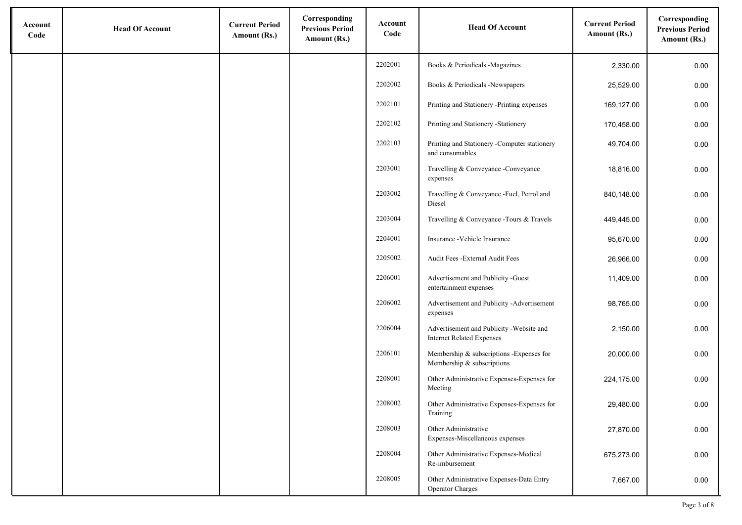| Account Code | Head Of Account | Current Period Amount (Rs.) | Corresponding Previous Period Amount (Rs.) | Account Code | Head Of Account | Current Period Amount (Rs.) | Corresponding Previous Period Amount (Rs.) |
|---|---|---|---|---|---|---|---|
| | | | | 2202001 | Books & Periodicals -Magazines | 2,330.00 | 0.00 |
| | | | | 2202002 | Books & Periodicals -Newspapers | 25,529.00 | 0.00 |
| | | | | 2202101 | Printing and Stationery -Printing expenses | 169,127.00 | 0.00 |
| | | | | 2202102 | Printing and Stationery -Stationery | 170,458.00 | 0.00 |
| | | | | 2202103 | Printing and Stationery -Computer stationery and consumables | 49,704.00 | 0.00 |
| | | | | 2203001 | Travelling & Conveyance -Conveyance expenses | 18,816.00 | 0.00 |
| | | | | 2203002 | Travelling & Conveyance -Fuel, Petrol and Diesel | 840,148.00 | 0.00 |
| | | | | 2203004 | Travelling & Conveyance -Tours & Travels | 449,445.00 | 0.00 |
| | | | | 2204001 | Insurance -Vehicle Insurance | 95,670.00 | 0.00 |
| | | | | 2205002 | Audit Fees -External Audit Fees | 26,966.00 | 0.00 |
| | | | | 2206001 | Advertisement and Publicity -Guest entertainment expenses | 11,409.00 | 0.00 |
| | | | | 2206002 | Advertisement and Publicity -Advertisement expenses | 98,765.00 | 0.00 |
| | | | | 2206004 | Advertisement and Publicity -Website and Internet Related Expenses | 2,150.00 | 0.00 |
| | | | | 2206101 | Membership & subscriptions -Expenses for Membership & subscriptions | 20,000.00 | 0.00 |
| | | | | 2208001 | Other Administrative Expenses-Expenses for Meeting | 224,175.00 | 0.00 |
| | | | | 2208002 | Other Administrative Expenses-Expenses for Training | 29,480.00 | 0.00 |
| | | | | 2208003 | Other Administrative Expenses-Miscellaneous expenses | 27,870.00 | 0.00 |
| | | | | 2208004 | Other Administrative Expenses-Medical Re-imbursement | 675,273.00 | 0.00 |
| | | | | 2208005 | Other Administrative Expenses-Data Entry Operator Charges | 7,667.00 | 0.00 |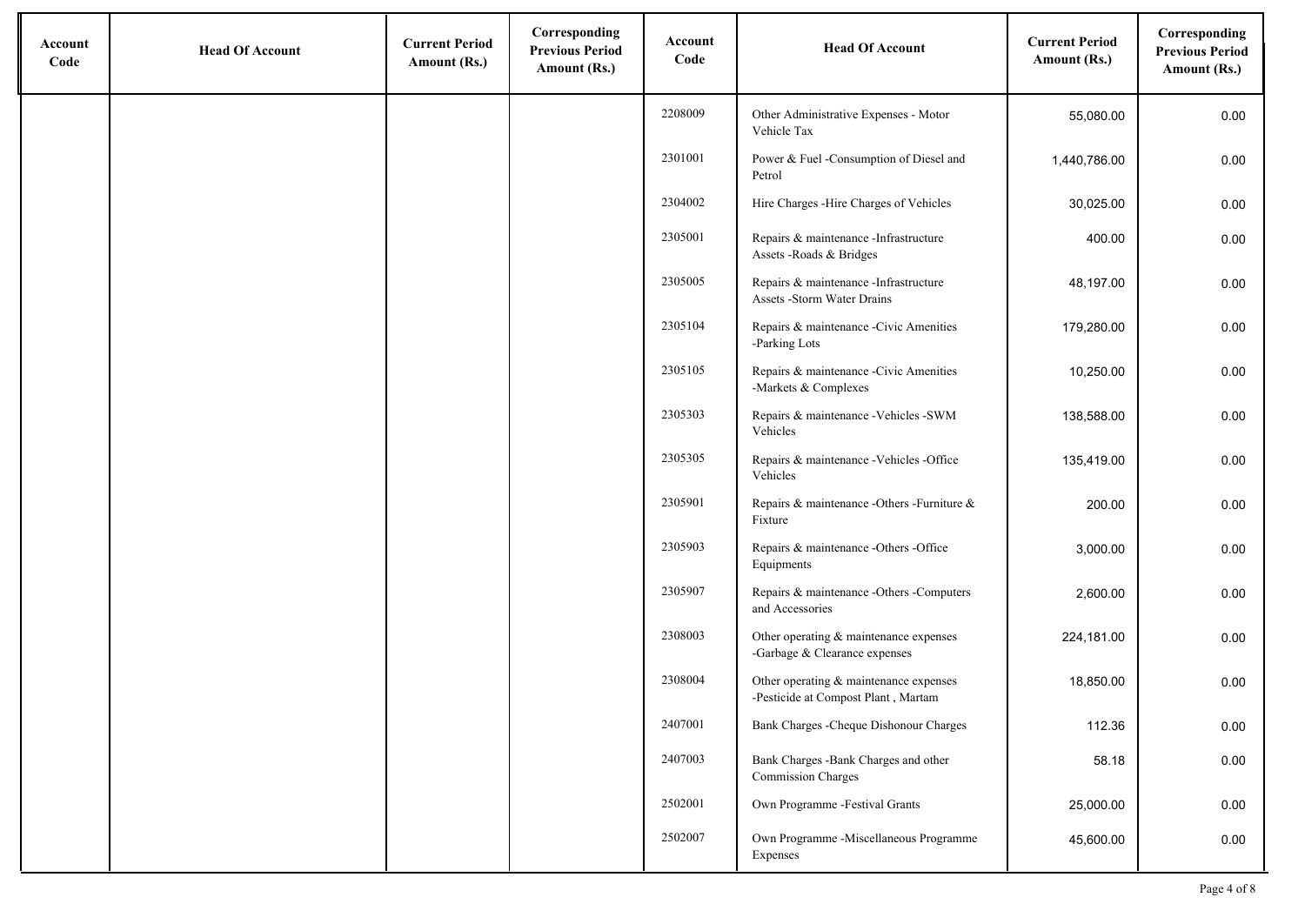| Account Code | Head Of Account | Current Period Amount (Rs.) | Corresponding Previous Period Amount (Rs.) | Account Code | Head Of Account | Current Period Amount (Rs.) | Corresponding Previous Period Amount (Rs.) |
|---|---|---|---|---|---|---|---|
| | | | | 2208009 | Other Administrative Expenses - Motor Vehicle Tax | 55,080.00 | 0.00 |
| | | | | 2301001 | Power & Fuel -Consumption of Diesel and Petrol | 1,440,786.00 | 0.00 |
| | | | | 2304002 | Hire Charges -Hire Charges of Vehicles | 30,025.00 | 0.00 |
| | | | | 2305001 | Repairs & maintenance -Infrastructure Assets -Roads & Bridges | 400.00 | 0.00 |
| | | | | 2305005 | Repairs & maintenance -Infrastructure Assets -Storm Water Drains | 48,197.00 | 0.00 |
| | | | | 2305104 | Repairs & maintenance -Civic Amenities -Parking Lots | 179,280.00 | 0.00 |
| | | | | 2305105 | Repairs & maintenance -Civic Amenities -Markets & Complexes | 10,250.00 | 0.00 |
| | | | | 2305303 | Repairs & maintenance -Vehicles -SWM Vehicles | 138,588.00 | 0.00 |
| | | | | 2305305 | Repairs & maintenance -Vehicles -Office Vehicles | 135,419.00 | 0.00 |
| | | | | 2305901 | Repairs & maintenance -Others -Furniture & Fixture | 200.00 | 0.00 |
| | | | | 2305903 | Repairs & maintenance -Others -Office Equipments | 3,000.00 | 0.00 |
| | | | | 2305907 | Repairs & maintenance -Others -Computers and Accessories | 2,600.00 | 0.00 |
| | | | | 2308003 | Other operating & maintenance expenses -Garbage & Clearance expenses | 224,181.00 | 0.00 |
| | | | | 2308004 | Other operating & maintenance expenses -Pesticide at Compost Plant , Martam | 18,850.00 | 0.00 |
| | | | | 2407001 | Bank Charges -Cheque Dishonour Charges | 112.36 | 0.00 |
| | | | | 2407003 | Bank Charges -Bank Charges and other Commission Charges | 58.18 | 0.00 |
| | | | | 2502001 | Own Programme -Festival Grants | 25,000.00 | 0.00 |
| | | | | 2502007 | Own Programme -Miscellaneous Programme Expenses | 45,600.00 | 0.00 |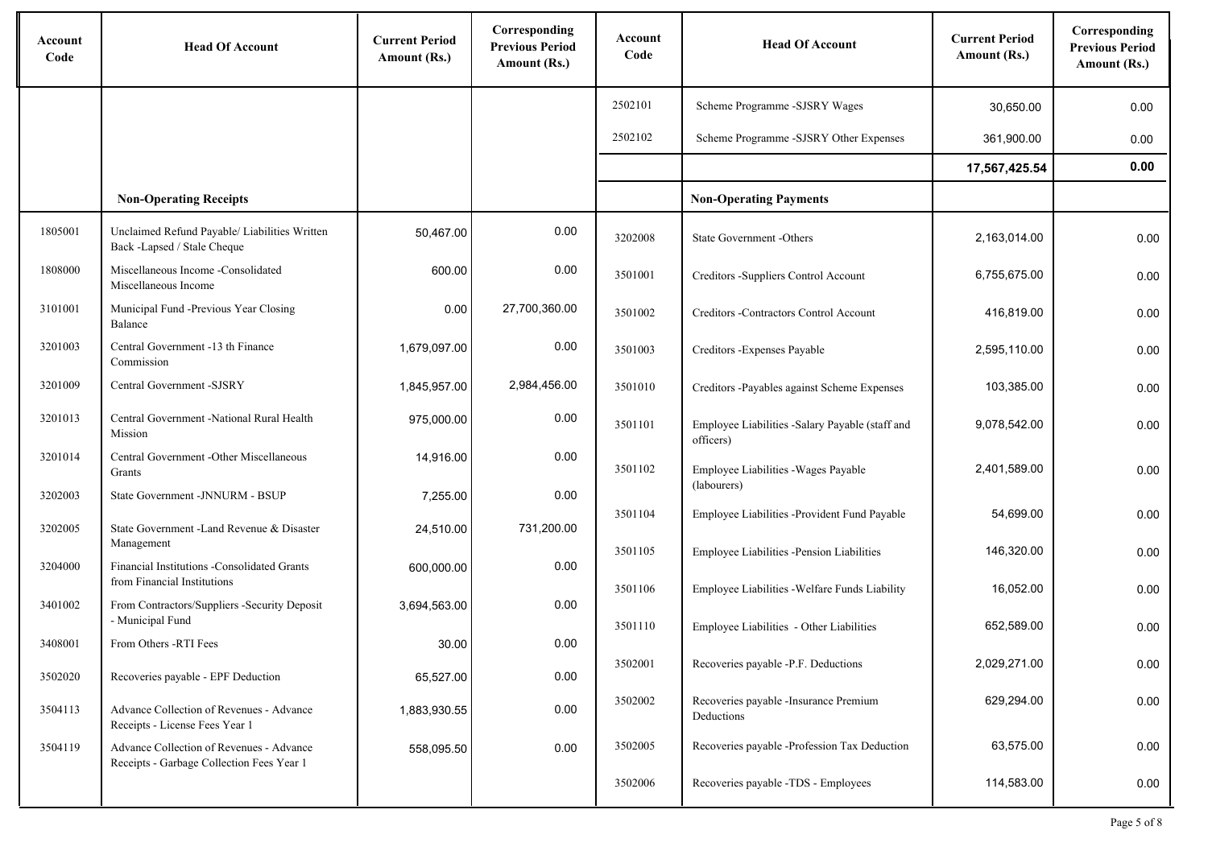| Account Code | Head Of Account | Current Period Amount (Rs.) | Corresponding Previous Period Amount (Rs.) | Account Code | Head Of Account | Current Period Amount (Rs.) | Corresponding Previous Period Amount (Rs.) |
|---|---|---|---|---|---|---|---|
| | | | | 2502101 | Scheme Programme -SJSRY Wages | 30,650.00 | 0.00 |
| | | | | 2502102 | Scheme Programme -SJSRY Other Expenses | 361,900.00 | 0.00 |
| | | | | | | **17,567,425.54** | **0.00** |
| | **Non-Operating Receipts** | | | | **Non-Operating Payments** | | |
| 1805001 | Unclaimed Refund Payable/ Liabilities Written Back -Lapsed / Stale Cheque | 50,467.00 | 0.00 | 3202008 | State Government -Others | 2,163,014.00 | 0.00 |
| 1808000 | Miscellaneous Income -Consolidated Miscellaneous Income | 600.00 | 0.00 | 3501001 | Creditors -Suppliers Control Account | 6,755,675.00 | 0.00 |
| 3101001 | Municipal Fund -Previous Year Closing Balance | 0.00 | 27,700,360.00 | 3501002 | Creditors -Contractors Control Account | 416,819.00 | 0.00 |
| 3201003 | Central Government -13 th Finance Commission | 1,679,097.00 | 0.00 | 3501003 | Creditors -Expenses Payable | 2,595,110.00 | 0.00 |
| 3201009 | Central Government -SJSRY | 1,845,957.00 | 2,984,456.00 | 3501010 | Creditors -Payables against Scheme Expenses | 103,385.00 | 0.00 |
| 3201013 | Central Government -National Rural Health Mission | 975,000.00 | 0.00 | 3501101 | Employee Liabilities -Salary Payable (staff and officers) | 9,078,542.00 | 0.00 |
| 3201014 | Central Government -Other Miscellaneous Grants | 14,916.00 | 0.00 | 3501102 | Employee Liabilities -Wages Payable (labourers) | 2,401,589.00 | 0.00 |
| 3202003 | State Government -JNNURM - BSUP | 7,255.00 | 0.00 | 3501104 | Employee Liabilities -Provident Fund Payable | 54,699.00 | 0.00 |
| 3202005 | State Government -Land Revenue & Disaster Management | 24,510.00 | 731,200.00 | 3501105 | Employee Liabilities -Pension Liabilities | 146,320.00 | 0.00 |
| 3204000 | Financial Institutions -Consolidated Grants from Financial Institutions | 600,000.00 | 0.00 | 3501106 | Employee Liabilities -Welfare Funds Liability | 16,052.00 | 0.00 |
| 3401002 | From Contractors/Suppliers -Security Deposit - Municipal Fund | 3,694,563.00 | 0.00 | 3501110 | Employee Liabilities - Other Liabilities | 652,589.00 | 0.00 |
| 3408001 | From Others -RTI Fees | 30.00 | 0.00 | 3502001 | Recoveries payable -P.F. Deductions | 2,029,271.00 | 0.00 |
| 3502020 | Recoveries payable - EPF Deduction | 65,527.00 | 0.00 | 3502002 | Recoveries payable -Insurance Premium Deductions | 629,294.00 | 0.00 |
| 3504113 | Advance Collection of Revenues - Advance Receipts - License Fees Year 1 | 1,883,930.55 | 0.00 | 3502005 | Recoveries payable -Profession Tax Deduction | 63,575.00 | 0.00 |
| 3504119 | Advance Collection of Revenues - Advance Receipts - Garbage Collection Fees Year 1 | 558,095.50 | 0.00 | 3502006 | Recoveries payable -TDS - Employees | 114,583.00 | 0.00 |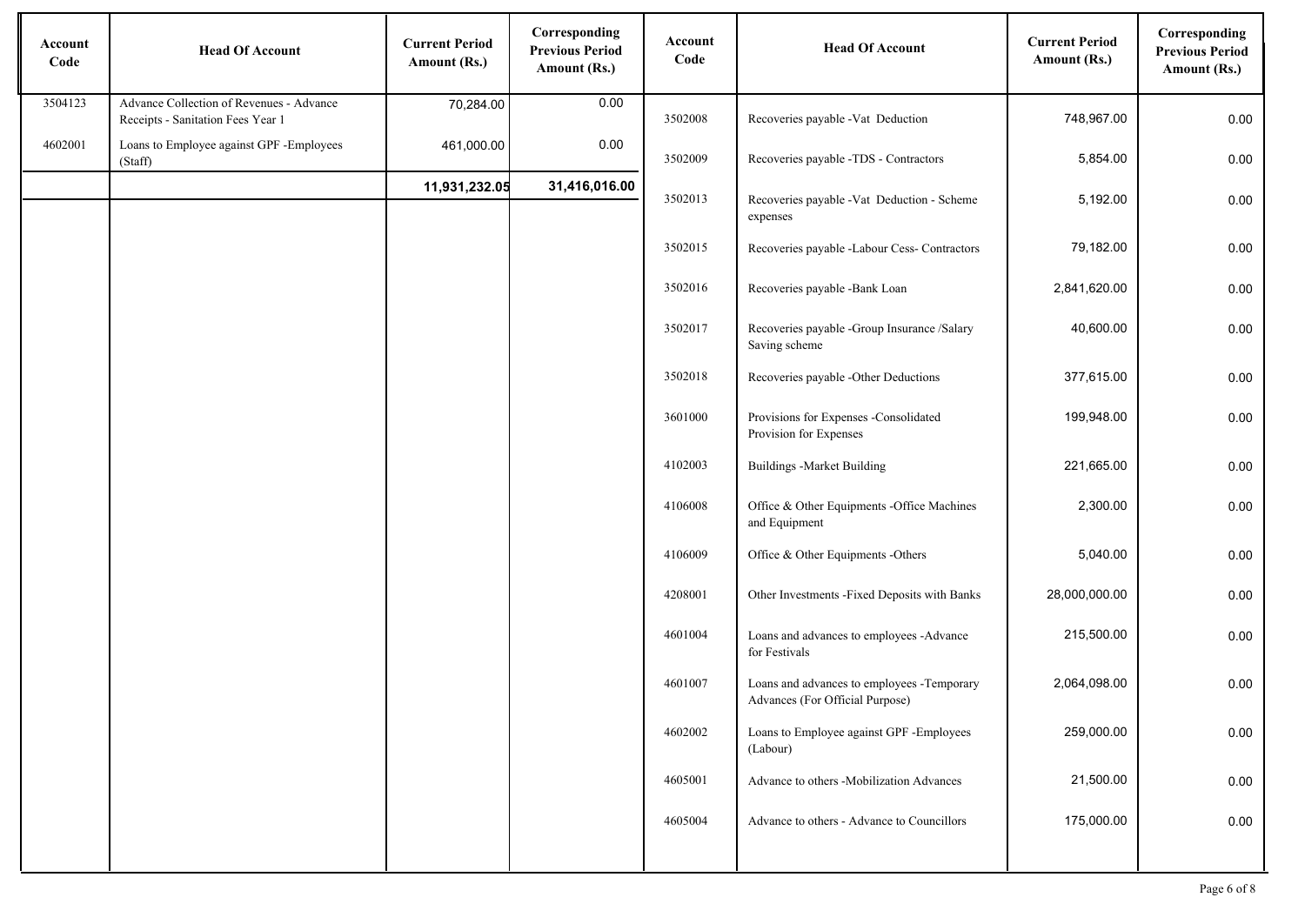| Account Code | Head Of Account | Current Period Amount (Rs.) | Corresponding Previous Period Amount (Rs.) |
|---|---|---|---|
| 3504123 | Advance Collection of Revenues - Advance Receipts - Sanitation Fees Year 1 | 70,284.00 | 0.00 |
| 4602001 | Loans to Employee against GPF -Employees (Staff) | 461,000.00 | 0.00 |
| | | **11,931,232.05** | **31,416,016.00** |

| Account Code | Head Of Account | Current Period Amount (Rs.) | Corresponding Previous Period Amount (Rs.) |
|---|---|---|---|
| 3502008 | Recoveries payable -Vat Deduction | 748,967.00 | 0.00 |
| 3502009 | Recoveries payable -TDS - Contractors | 5,854.00 | 0.00 |
| 3502013 | Recoveries payable -Vat Deduction - Scheme expenses | 5,192.00 | 0.00 |
| 3502015 | Recoveries payable -Labour Cess- Contractors | 79,182.00 | 0.00 |
| 3502016 | Recoveries payable -Bank Loan | 2,841,620.00 | 0.00 |
| 3502017 | Recoveries payable -Group Insurance /Salary Saving scheme | 40,600.00 | 0.00 |
| 3502018 | Recoveries payable -Other Deductions | 377,615.00 | 0.00 |
| 3601000 | Provisions for Expenses -Consolidated Provision for Expenses | 199,948.00 | 0.00 |
| 4102003 | Buildings -Market Building | 221,665.00 | 0.00 |
| 4106008 | Office & Other Equipments -Office Machines and Equipment | 2,300.00 | 0.00 |
| 4106009 | Office & Other Equipments -Others | 5,040.00 | 0.00 |
| 4208001 | Other Investments -Fixed Deposits with Banks | 28,000,000.00 | 0.00 |
| 4601004 | Loans and advances to employees -Advance for Festivals | 215,500.00 | 0.00 |
| 4601007 | Loans and advances to employees -Temporary Advances (For Official Purpose) | 2,064,098.00 | 0.00 |
| 4602002 | Loans to Employee against GPF -Employees (Labour) | 259,000.00 | 0.00 |
| 4605001 | Advance to others -Mobilization Advances | 21,500.00 | 0.00 |
| 4605004 | Advance to others - Advance to Councillors | 175,000.00 | 0.00 |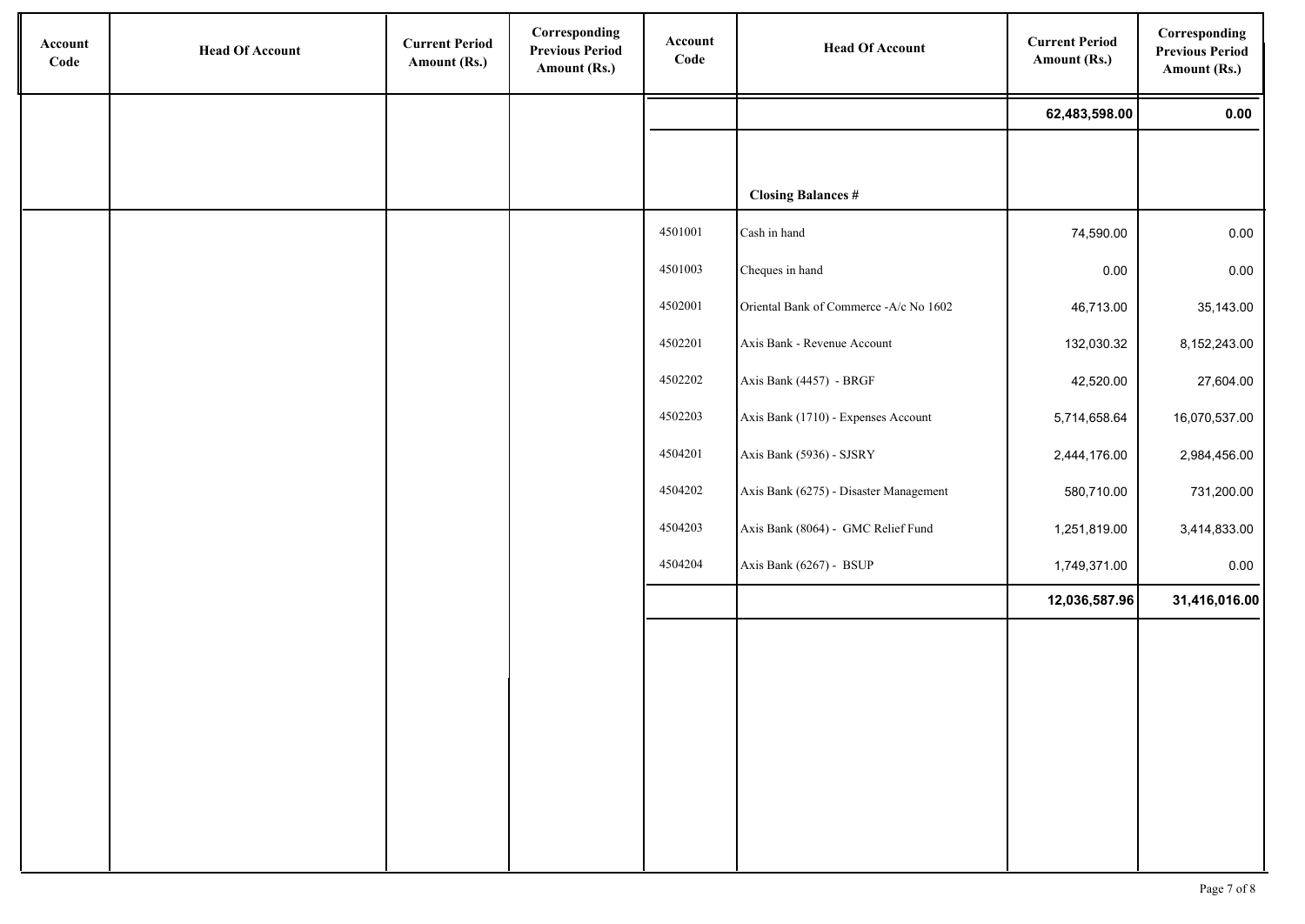| Account Code | Head Of Account | Current Period Amount (Rs.) | Corresponding Previous Period Amount (Rs.) | Account Code | Head Of Account | Current Period Amount (Rs.) | Corresponding Previous Period Amount (Rs.) |
|---|---|---|---|---|---|---|---|
| | | | | | | **62,483,598.00** | **0.00** |
| | | | | | **Closing Balances #** | | |
| | | | | 4501001 | Cash in hand | 74,590.00 | 0.00 |
| | | | | 4501003 | Cheques in hand | 0.00 | 0.00 |
| | | | | 4502001 | Oriental Bank of Commerce -A/c No 1602 | 46,713.00 | 35,143.00 |
| | | | | 4502201 | Axis Bank - Revenue Account | 132,030.32 | 8,152,243.00 |
| | | | | 4502202 | Axis Bank (4457) - BRGF | 42,520.00 | 27,604.00 |
| | | | | 4502203 | Axis Bank (1710) - Expenses Account | 5,714,658.64 | 16,070,537.00 |
| | | | | 4504201 | Axis Bank (5936) - SJSRY | 2,444,176.00 | 2,984,456.00 |
| | | | | 4504202 | Axis Bank (6275) - Disaster Management | 580,710.00 | 731,200.00 |
| | | | | 4504203 | Axis Bank (8064) - GMC Relief Fund | 1,251,819.00 | 3,414,833.00 |
| | | | | 4504204 | Axis Bank (6267) - BSUP | 1,749,371.00 | 0.00 |
| | | | | | | **12,036,587.96** | **31,416,016.00** |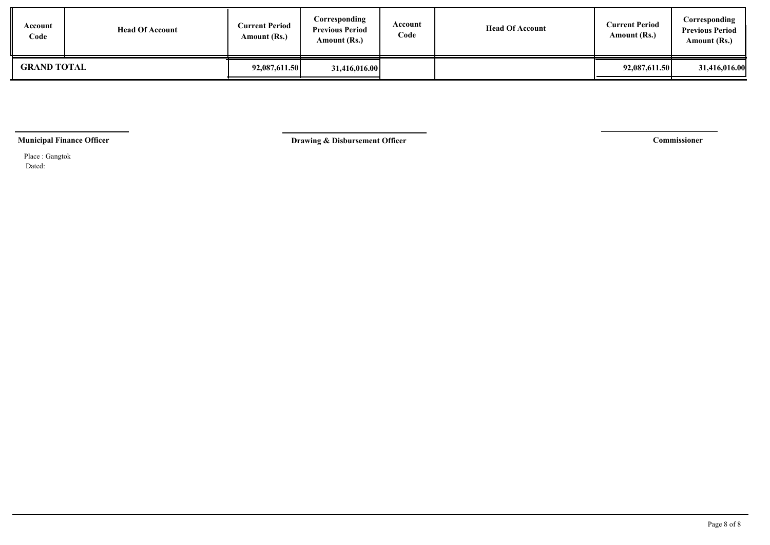| Account Code | Head Of Account | Current Period Amount (Rs.) | Corresponding Previous Period Amount (Rs.) | Account Code | Head Of Account | Current Period Amount (Rs.) | Corresponding Previous Period Amount (Rs.) |
|---|---|---|---|---|---|---|---|
| **GRAND TOTAL** | | **92,087,611.50** | **31,416,016.00** | | | **92,087,611.50** | **31,416,016.00** |

**Municipal Finance Officer**

**Drawing & Disbursement Officer**

**Commissioner**

Place : Gangtok

Dated: